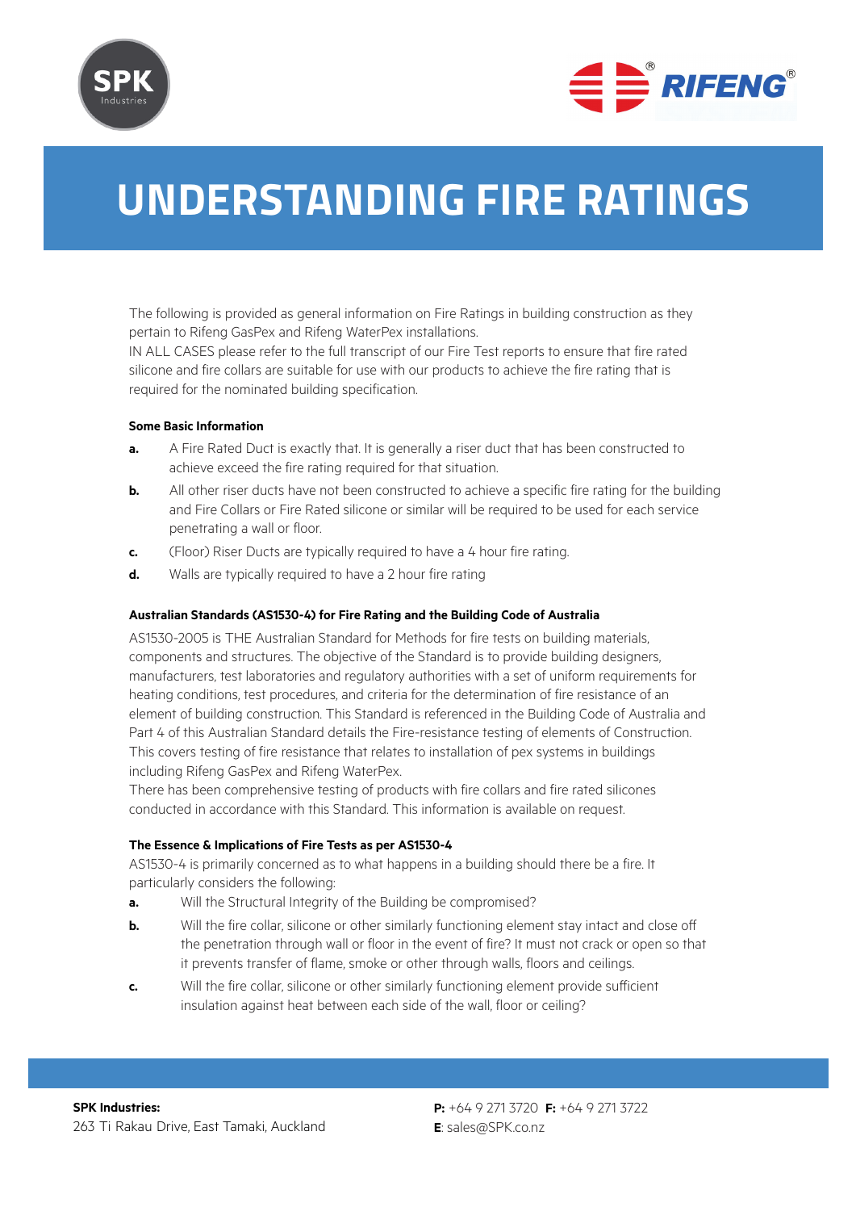# UNDERSTANDING FIRE RATINGS

The following is provided as general information on Fire Ratings in building construction as they pertain to Rifeng GasPex and Rifeng WaterPex installations.
IN ALL CASES please refer to the full transcript of our Fire Test reports to ensure that fire rated silicone and fire collars are suitable for use with our products to achieve the fire rating that is required for the nominated building specification.

**Some Basic Information**

- **a.** A Fire Rated Duct is exactly that. It is generally a riser duct that has been constructed to achieve exceed the fire rating required for that situation.
- **b.** All other riser ducts have not been constructed to achieve a specific fire rating for the building and Fire Collars or Fire Rated silicone or similar will be required to be used for each service penetrating a wall or floor.
- **c.** (Floor) Riser Ducts are typically required to have a 4 hour fire rating.
- **d.** Walls are typically required to have a 2 hour fire rating

**Australian Standards (AS1530-4) for Fire Rating and the Building Code of Australia**

AS1530-2005 is THE Australian Standard for Methods for fire tests on building materials, components and structures. The objective of the Standard is to provide building designers, manufacturers, test laboratories and regulatory authorities with a set of uniform requirements for heating conditions, test procedures, and criteria for the determination of fire resistance of an element of building construction. This Standard is referenced in the Building Code of Australia and Part 4 of this Australian Standard details the Fire-resistance testing of elements of Construction. This covers testing of fire resistance that relates to installation of pex systems in buildings including Rifeng GasPex and Rifeng WaterPex.
There has been comprehensive testing of products with fire collars and fire rated silicones conducted in accordance with this Standard. This information is available on request.

**The Essence & Implications of Fire Tests as per AS1530-4**

AS1530-4 is primarily concerned as to what happens in a building should there be a fire. It particularly considers the following:

- **a.** Will the Structural Integrity of the Building be compromised?
- **b.** Will the fire collar, silicone or other similarly functioning element stay intact and close off the penetration through wall or floor in the event of fire? It must not crack or open so that it prevents transfer of flame, smoke or other through walls, floors and ceilings.
- **c.** Will the fire collar, silicone or other similarly functioning element provide sufficient insulation against heat between each side of the wall, floor or ceiling?

**SPK Industries:**
263 Ti Rakau Drive, East Tamaki, Auckland

**P:** +64 9 271 3720 **F:** +64 9 271 3722
**E**: sales@SPK.co.nz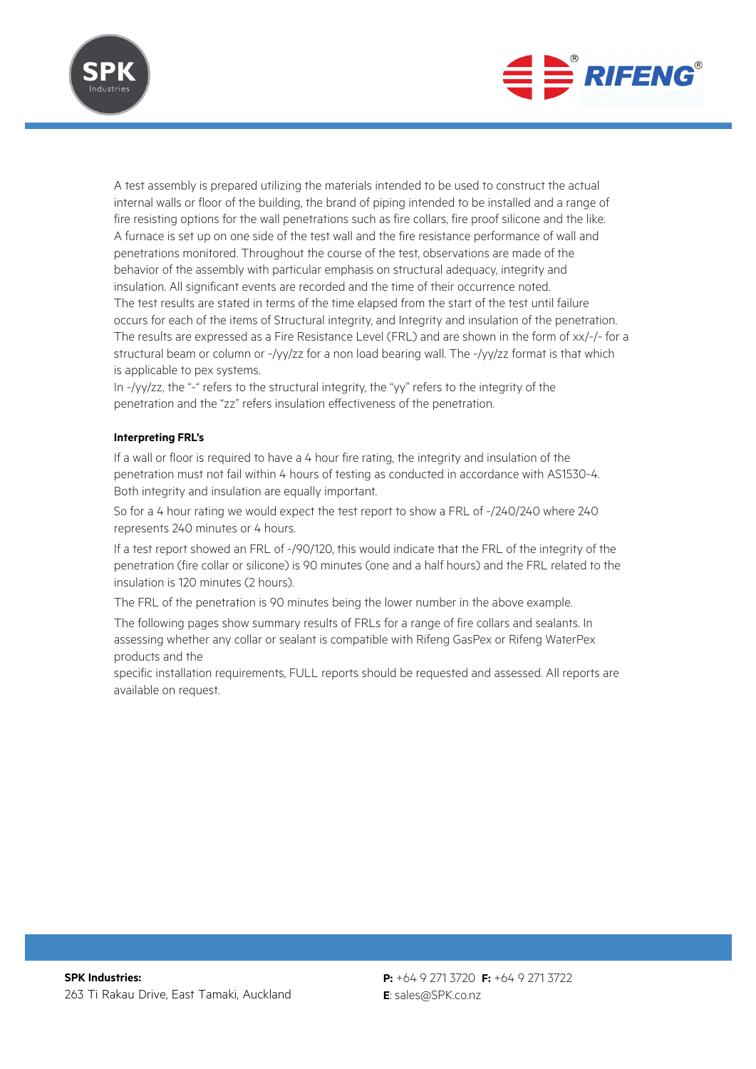A test assembly is prepared utilizing the materials intended to be used to construct the actual internal walls or floor of the building, the brand of piping intended to be installed and a range of fire resisting options for the wall penetrations such as fire collars, fire proof silicone and the like. A furnace is set up on one side of the test wall and the fire resistance performance of wall and penetrations monitored. Throughout the course of the test, observations are made of the behavior of the assembly with particular emphasis on structural adequacy, integrity and insulation. All significant events are recorded and the time of their occurrence noted. The test results are stated in terms of the time elapsed from the start of the test until failure occurs for each of the items of Structural integrity, and Integrity and insulation of the penetration. The results are expressed as a Fire Resistance Level (FRL) and are shown in the form of xx/-/- for a structural beam or column or -/yy/zz for a non load bearing wall. The -/yy/zz format is that which is applicable to pex systems.

In -/yy/zz, the "-" refers to the structural integrity, the "yy" refers to the integrity of the penetration and the "zz" refers insulation effectiveness of the penetration.

**Interpreting FRL's**

If a wall or floor is required to have a 4 hour fire rating, the integrity and insulation of the penetration must not fail within 4 hours of testing as conducted in accordance with AS1530-4. Both integrity and insulation are equally important.

So for a 4 hour rating we would expect the test report to show a FRL of -/240/240 where 240 represents 240 minutes or 4 hours.

If a test report showed an FRL of -/90/120, this would indicate that the FRL of the integrity of the penetration (fire collar or silicone) is 90 minutes (one and a half hours) and the FRL related to the insulation is 120 minutes (2 hours).

The FRL of the penetration is 90 minutes being the lower number in the above example.

The following pages show summary results of FRLs for a range of fire collars and sealants. In assessing whether any collar or sealant is compatible with Rifeng GasPex or Rifeng WaterPex products and the

specific installation requirements, FULL reports should be requested and assessed. All reports are available on request.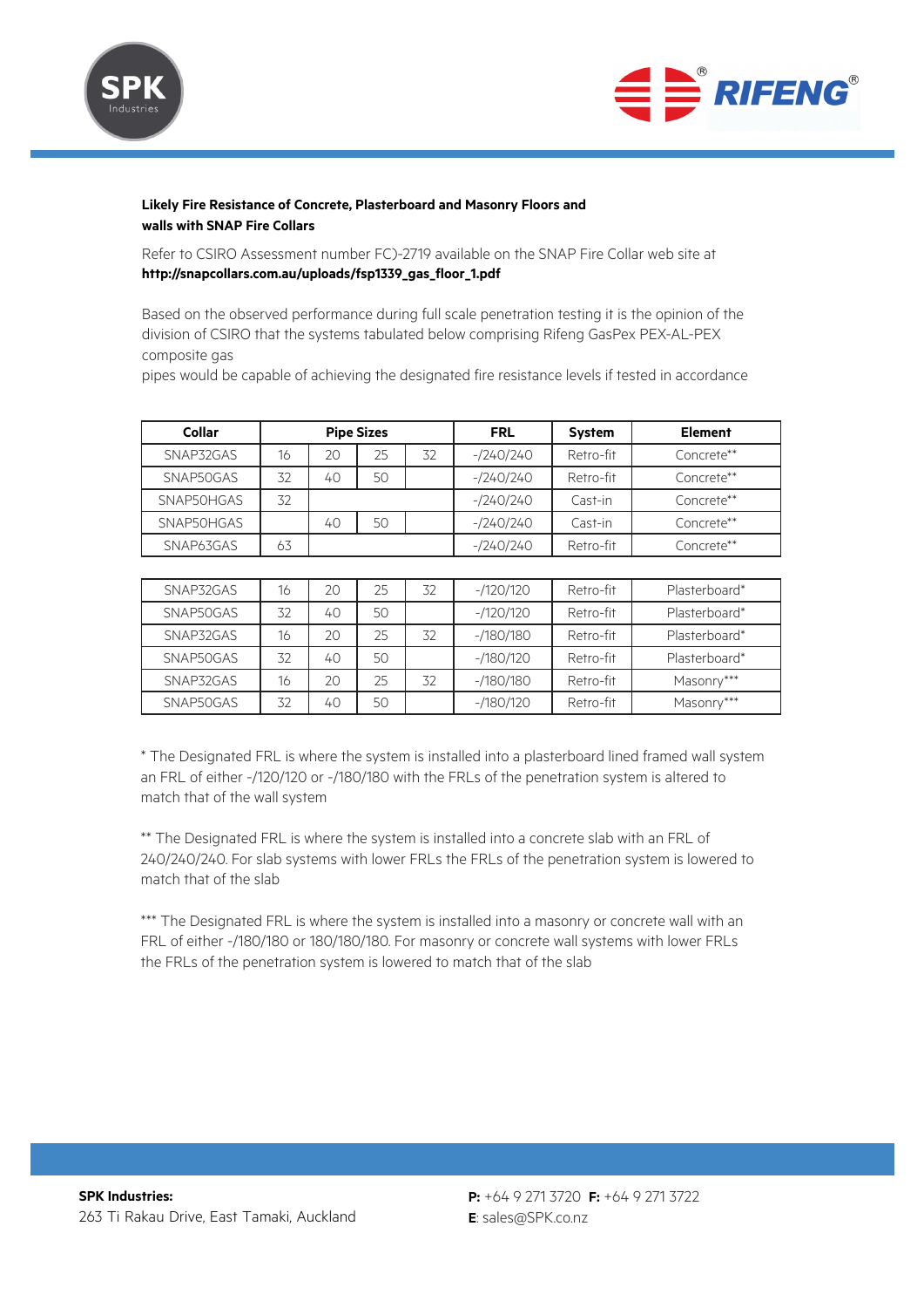**Likely Fire Resistance of Concrete, Plasterboard and Masonry Floors and walls with SNAP Fire Collars**

Refer to CSIRO Assessment number FC)-2719 available on the SNAP Fire Collar web site at **http://snapcollars.com.au/uploads/fsp1339_gas_floor_1.pdf**

Based on the observed performance during full scale penetration testing it is the opinion of the division of CSIRO that the systems tabulated below comprising Rifeng GasPex PEX-AL-PEX composite gas
pipes would be capable of achieving the designated fire resistance levels if tested in accordance

| Collar | Pipe Sizes | | | | FRL | System | Element |
|---|---|---|---|---|---|---|---|
| SNAP32GAS | 16 | 20 | 25 | 32 | -/240/240 | Retro-fit | Concrete** |
| SNAP50GAS | 32 | 40 | 50 | | -/240/240 | Retro-fit | Concrete** |
| SNAP50HGAS | 32 | | | | -/240/240 | Cast-in | Concrete** |
| SNAP50HGAS | | 40 | 50 | | -/240/240 | Cast-in | Concrete** |
| SNAP63GAS | 63 | | | | -/240/240 | Retro-fit | Concrete** |
| SNAP32GAS | 16 | 20 | 25 | 32 | -/120/120 | Retro-fit | Plasterboard* |
| SNAP50GAS | 32 | 40 | 50 | | -/120/120 | Retro-fit | Plasterboard* |
| SNAP32GAS | 16 | 20 | 25 | 32 | -/180/180 | Retro-fit | Plasterboard* |
| SNAP50GAS | 32 | 40 | 50 | | -/180/120 | Retro-fit | Plasterboard* |
| SNAP32GAS | 16 | 20 | 25 | 32 | -/180/180 | Retro-fit | Masonry*** |
| SNAP50GAS | 32 | 40 | 50 | | -/180/120 | Retro-fit | Masonry*** |

* The Designated FRL is where the system is installed into a plasterboard lined framed wall system an FRL of either -/120/120 or -/180/180 with the FRLs of the penetration system is altered to match that of the wall system

** The Designated FRL is where the system is installed into a concrete slab with an FRL of 240/240/240. For slab systems with lower FRLs the FRLs of the penetration system is lowered to match that of the slab

*** The Designated FRL is where the system is installed into a masonry or concrete wall with an FRL of either -/180/180 or 180/180/180. For masonry or concrete wall systems with lower FRLs the FRLs of the penetration system is lowered to match that of the slab

**SPK Industries:**
263 Ti Rakau Drive, East Tamaki, Auckland

**P:** +64 9 271 3720 **F:** +64 9 271 3722
**E**: sales@SPK.co.nz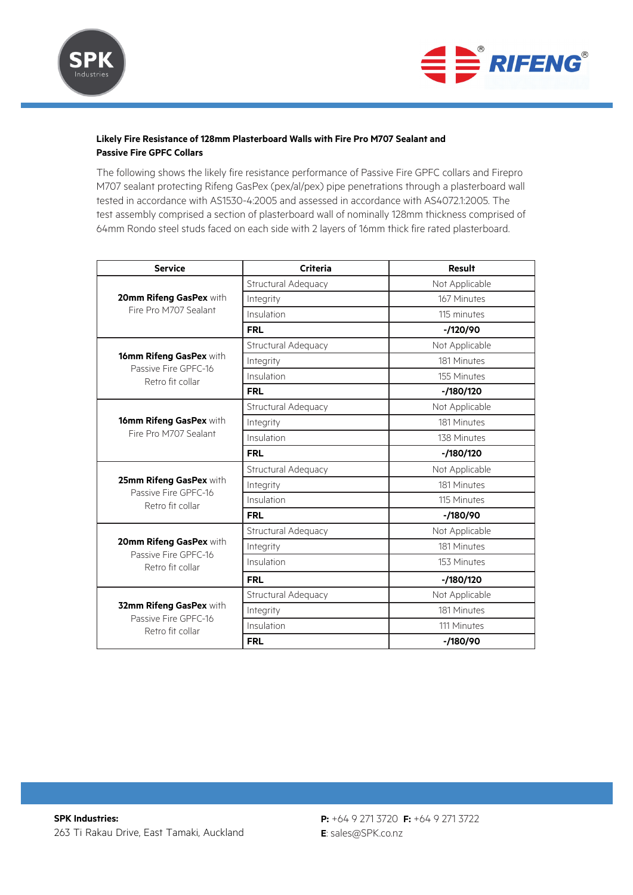**Likely Fire Resistance of 128mm Plasterboard Walls with Fire Pro M707 Sealant and Passive Fire GPFC Collars**

The following shows the likely fire resistance performance of Passive Fire GPFC collars and Firepro M707 sealant protecting Rifeng GasPex (pex/al/pex) pipe penetrations through a plasterboard wall tested in accordance with AS1530-4:2005 and assessed in accordance with AS4072.1:2005. The test assembly comprised a section of plasterboard wall of nominally 128mm thickness comprised of 64mm Rondo steel studs faced on each side with 2 layers of 16mm thick fire rated plasterboard.

| Service | Criteria | Result |
|---|---|---|
| **20mm Rifeng GasPex** with Fire Pro M707 Sealant | Structural Adequacy | Not Applicable |
| | Integrity | 167 Minutes |
| | Insulation | 115 minutes |
| | **FRL** | **-/120/90** |
| **16mm Rifeng GasPex** with Passive Fire GPFC-16 Retro fit collar | Structural Adequacy | Not Applicable |
| | Integrity | 181 Minutes |
| | Insulation | 155 Minutes |
| | **FRL** | **-/180/120** |
| **16mm Rifeng GasPex** with Fire Pro M707 Sealant | Structural Adequacy | Not Applicable |
| | Integrity | 181 Minutes |
| | Insulation | 138 Minutes |
| | **FRL** | **-/180/120** |
| **25mm Rifeng GasPex** with Passive Fire GPFC-16 Retro fit collar | Structural Adequacy | Not Applicable |
| | Integrity | 181 Minutes |
| | Insulation | 115 Minutes |
| | **FRL** | **-/180/90** |
| **20mm Rifeng GasPex** with Passive Fire GPFC-16 Retro fit collar | Structural Adequacy | Not Applicable |
| | Integrity | 181 Minutes |
| | Insulation | 153 Minutes |
| | **FRL** | **-/180/120** |
| **32mm Rifeng GasPex** with Passive Fire GPFC-16 Retro fit collar | Structural Adequacy | Not Applicable |
| | Integrity | 181 Minutes |
| | Insulation | 111 Minutes |
| | **FRL** | **-/180/90** |

**SPK Industries:**
263 Ti Rakau Drive, East Tamaki, Auckland

**P:** +64 9 271 3720 **F:** +64 9 271 3722
**E**: sales@SPK.co.nz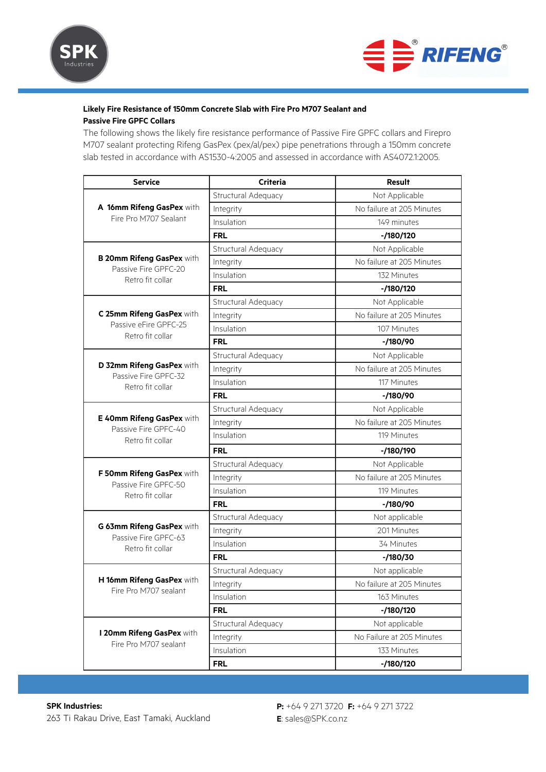**Likely Fire Resistance of 150mm Concrete Slab with Fire Pro M707 Sealant and Passive Fire GPFC Collars**

The following shows the likely fire resistance performance of Passive Fire GPFC collars and Firepro M707 sealant protecting Rifeng GasPex (pex/al/pex) pipe penetrations through a 150mm concrete slab tested in accordance with AS1530-4:2005 and assessed in accordance with AS4072.1:2005.

| Service | Criteria | Result |
|---|---|---|
| **A 16mm Rifeng GasPex** with Fire Pro M707 Sealant | Structural Adequacy | Not Applicable |
| | Integrity | No failure at 205 Minutes |
| | Insulation | 149 minutes |
| | **FRL** | **-/180/120** |
| **B 20mm Rifeng GasPex** with Passive Fire GPFC-20 Retro fit collar | Structural Adequacy | Not Applicable |
| | Integrity | No failure at 205 Minutes |
| | Insulation | 132 Minutes |
| | **FRL** | **-/180/120** |
| **C 25mm Rifeng GasPex** with Passive eFire GPFC-25 Retro fit collar | Structural Adequacy | Not Applicable |
| | Integrity | No failure at 205 Minutes |
| | Insulation | 107 Minutes |
| | **FRL** | **-/180/90** |
| **D 32mm Rifeng GasPex** with Passive Fire GPFC-32 Retro fit collar | Structural Adequacy | Not Applicable |
| | Integrity | No failure at 205 Minutes |
| | Insulation | 117 Minutes |
| | **FRL** | **-/180/90** |
| **E 40mm Rifeng GasPex** with Passive Fire GPFC-40 Retro fit collar | Structural Adequacy | Not Applicable |
| | Integrity | No failure at 205 Minutes |
| | Insulation | 119 Minutes |
| | **FRL** | **-/180/190** |
| **F 50mm Rifeng GasPex** with Passive Fire GPFC-50 Retro fit collar | Structural Adequacy | Not Applicable |
| | Integrity | No failure at 205 Minutes |
| | Insulation | 119 Minutes |
| | **FRL** | **-/180/90** |
| **G 63mm Rifeng GasPex** with Passive Fire GPFC-63 Retro fit collar | Structural Adequacy | Not applicable |
| | Integrity | 201 Minutes |
| | Insulation | 34 Minutes |
| | **FRL** | **-/180/30** |
| **H 16mm Rifeng GasPex** with Fire Pro M707 sealant | Structural Adequacy | Not applicable |
| | Integrity | No failure at 205 Minutes |
| | Insulation | 163 Minutes |
| | **FRL** | **-/180/120** |
| **I 20mm Rifeng GasPex** with Fire Pro M707 sealant | Structural Adequacy | Not applicable |
| | Integrity | No Failure at 205 Minutes |
| | Insulation | 133 Minutes |
| | **FRL** | **-/180/120** |

**SPK Industries:**
263 Ti Rakau Drive, East Tamaki, Auckland

**P:** +64 9 271 3720 **F:** +64 9 271 3722
**E**: sales@SPK.co.nz